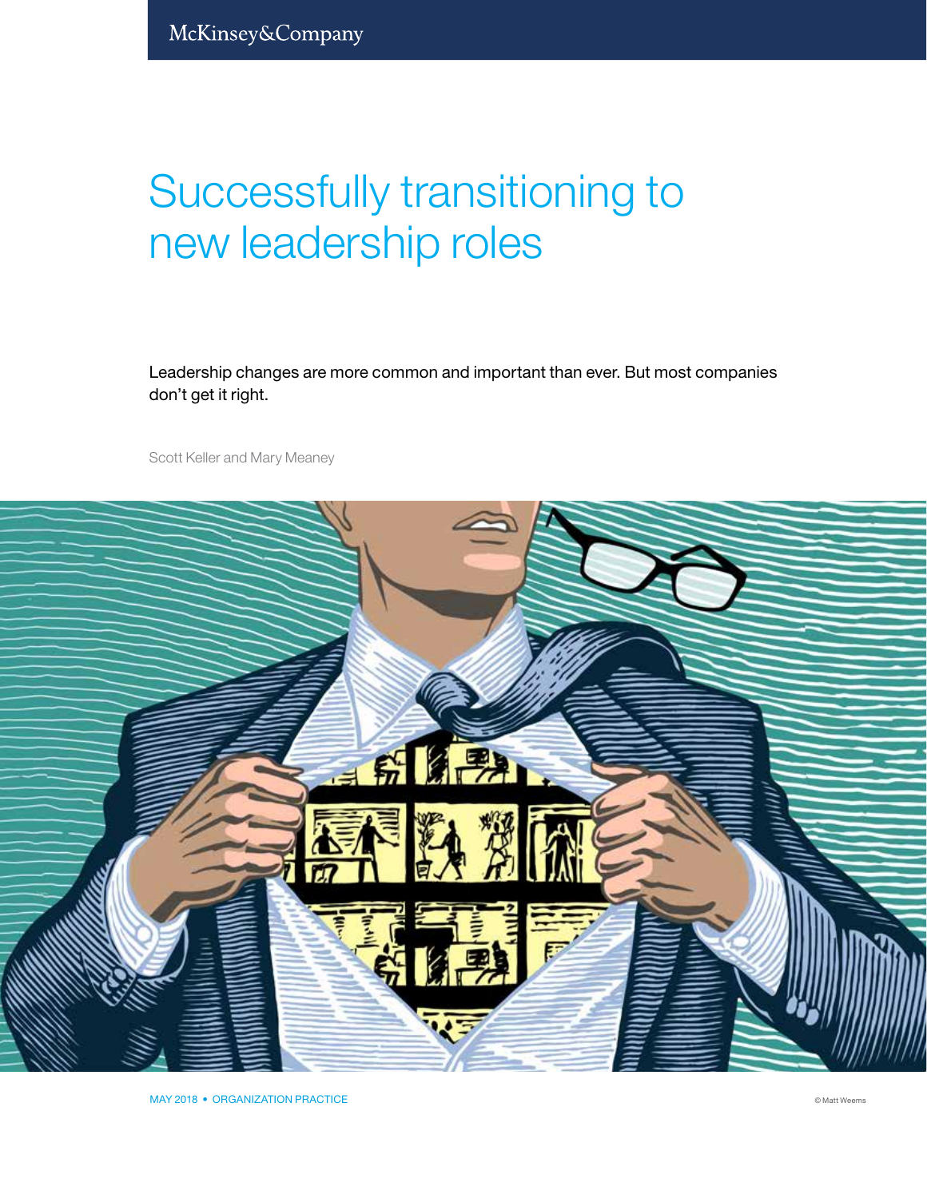McKinsey&Company

# Successfully transitioning to new leadership roles

Leadership changes are more common and important than ever. But most companies don't get it right.

Scott Keller and Mary Meaney

MAY 2018 • ORGANIZATION PRACTICE

© Matt Weems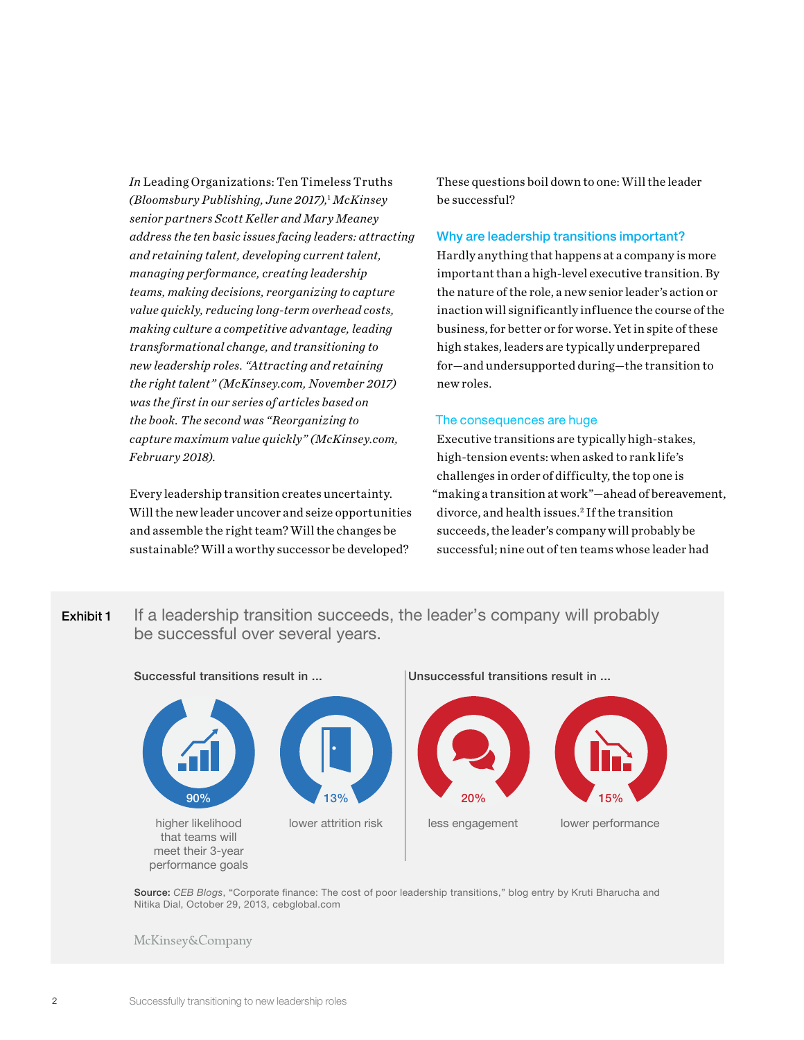*In* Leading Organizations: Ten Timeless Truths *(Bloomsbury Publishing, June 2017),*[1] *McKinsey senior partners Scott Keller and Mary Meaney address the ten basic issues facing leaders: attracting and retaining talent, developing current talent, managing performance, creating leadership teams, making decisions, reorganizing to capture value quickly, reducing long-term overhead costs, making culture a competitive advantage, leading transformational change, and transitioning to new leadership roles. "Attracting and retaining the right talent" (McKinsey.com, November 2017) was the first in our series of articles based on the book. The second was "Reorganizing to capture maximum value quickly" (McKinsey.com, February 2018).*

Every leadership transition creates uncertainty. Will the new leader uncover and seize opportunities and assemble the right team? Will the changes be sustainable? Will a worthy successor be developed? These questions boil down to one: Will the leader be successful?

## Why are leadership transitions important?

Hardly anything that happens at a company is more important than a high-level executive transition. By the nature of the role, a new senior leader's action or inaction will significantly influence the course of the business, for better or for worse. Yet in spite of these high stakes, leaders are typically underprepared for—and undersupported during—the transition to new roles.

### The consequences are huge

Executive transitions are typically high-stakes, high-tension events: when asked to rank life's challenges in order of difficulty, the top one is "making a transition at work"—ahead of bereavement, divorce, and health issues.[2] If the transition succeeds, the leader's company will probably be successful; nine out of ten teams whose leader had

**Exhibit 1** If a leadership transition succeeds, the leader's company will probably be successful over several years.

**Successful transitions result in ...**

- 90% higher likelihood that teams will meet their 3-year performance goals
- 13% lower attrition risk

**Unsuccessful transitions result in ...**

- 20% less engagement
- 15% lower performance

**Source:** *CEB Blogs*, "Corporate finance: The cost of poor leadership transitions," blog entry by Kruti Bharucha and Nitika Dial, October 29, 2013, cebglobal.com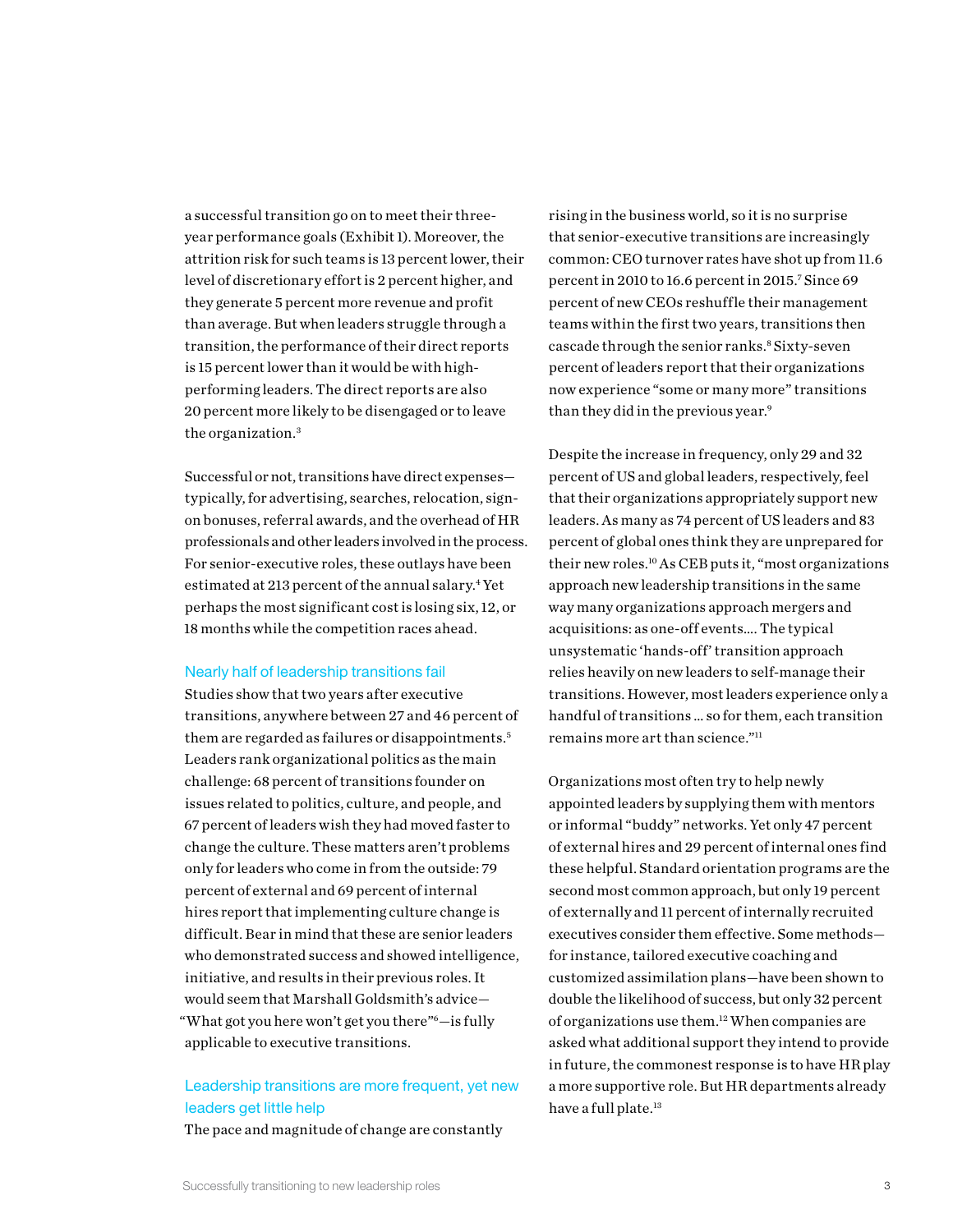a successful transition go on to meet their three-year performance goals (Exhibit 1). Moreover, the attrition risk for such teams is 13 percent lower, their level of discretionary effort is 2 percent higher, and they generate 5 percent more revenue and profit than average. But when leaders struggle through a transition, the performance of their direct reports is 15 percent lower than it would be with high-performing leaders. The direct reports are also 20 percent more likely to be disengaged or to leave the organization.[3]

Successful or not, transitions have direct expenses—typically, for advertising, searches, relocation, sign-on bonuses, referral awards, and the overhead of HR professionals and other leaders involved in the process. For senior-executive roles, these outlays have been estimated at 213 percent of the annual salary.[4] Yet perhaps the most significant cost is losing six, 12, or 18 months while the competition races ahead.

### Nearly half of leadership transitions fail

Studies show that two years after executive transitions, anywhere between 27 and 46 percent of them are regarded as failures or disappointments.[5] Leaders rank organizational politics as the main challenge: 68 percent of transitions founder on issues related to politics, culture, and people, and 67 percent of leaders wish they had moved faster to change the culture. These matters aren't problems only for leaders who come in from the outside: 79 percent of external and 69 percent of internal hires report that implementing culture change is difficult. Bear in mind that these are senior leaders who demonstrated success and showed intelligence, initiative, and results in their previous roles. It would seem that Marshall Goldsmith's advice—"What got you here won't get you there"[6]—is fully applicable to executive transitions.

### Leadership transitions are more frequent, yet new leaders get little help

The pace and magnitude of change are constantly rising in the business world, so it is no surprise that senior-executive transitions are increasingly common: CEO turnover rates have shot up from 11.6 percent in 2010 to 16.6 percent in 2015.[7] Since 69 percent of new CEOs reshuffle their management teams within the first two years, transitions then cascade through the senior ranks.[8] Sixty-seven percent of leaders report that their organizations now experience "some or many more" transitions than they did in the previous year.[9]

Despite the increase in frequency, only 29 and 32 percent of US and global leaders, respectively, feel that their organizations appropriately support new leaders. As many as 74 percent of US leaders and 83 percent of global ones think they are unprepared for their new roles.[10] As CEB puts it, "most organizations approach new leadership transitions in the same way many organizations approach mergers and acquisitions: as one-off events.… The typical unsystematic 'hands-off' transition approach relies heavily on new leaders to self-manage their transitions. However, most leaders experience only a handful of transitions … so for them, each transition remains more art than science."[11]

Organizations most often try to help newly appointed leaders by supplying them with mentors or informal "buddy" networks. Yet only 47 percent of external hires and 29 percent of internal ones find these helpful. Standard orientation programs are the second most common approach, but only 19 percent of externally and 11 percent of internally recruited executives consider them effective. Some methods—for instance, tailored executive coaching and customized assimilation plans—have been shown to double the likelihood of success, but only 32 percent of organizations use them.[12] When companies are asked what additional support they intend to provide in future, the commonest response is to have HR play a more supportive role. But HR departments already have a full plate.[13]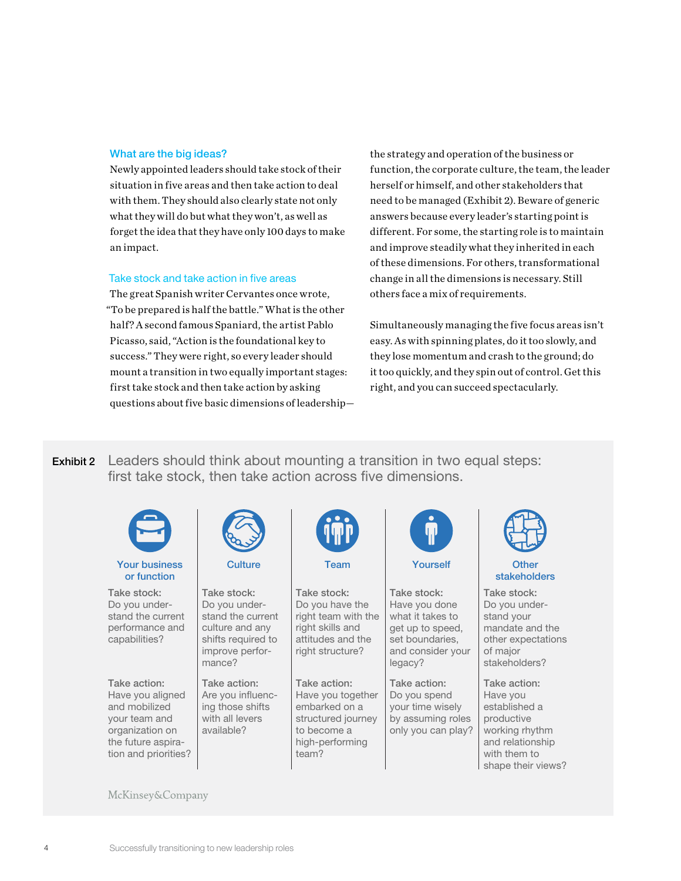### What are the big ideas?

Newly appointed leaders should take stock of their situation in five areas and then take action to deal with them. They should also clearly state not only what they will do but what they won't, as well as forget the idea that they have only 100 days to make an impact.

### Take stock and take action in five areas

The great Spanish writer Cervantes once wrote, "To be prepared is half the battle." What is the other half? A second famous Spaniard, the artist Pablo Picasso, said, "Action is the foundational key to success." They were right, so every leader should mount a transition in two equally important stages: first take stock and then take action by asking questions about five basic dimensions of leadership—the strategy and operation of the business or function, the corporate culture, the team, the leader herself or himself, and other stakeholders that need to be managed (Exhibit 2). Beware of generic answers because every leader's starting point is different. For some, the starting role is to maintain and improve steadily what they inherited in each of these dimensions. For others, transformational change in all the dimensions is necessary. Still others face a mix of requirements.

Simultaneously managing the five focus areas isn't easy. As with spinning plates, do it too slowly, and they lose momentum and crash to the ground; do it too quickly, and they spin out of control. Get this right, and you can succeed spectacularly.

**Exhibit 2** Leaders should think about mounting a transition in two equal steps: first take stock, then take action across five dimensions.

| | Your business or function | Culture | Team | Yourself | Other stakeholders |
|---|---|---|---|---|---|
| Take stock: | Do you understand the current performance and capabilities? | Do you understand the current culture and any shifts required to improve performance? | Do you have the right team with the right skills and attitudes and the right structure? | Have you done what it takes to get up to speed, set boundaries, and consider your legacy? | Do you understand your mandate and the other expectations of major stakeholders? |
| Take action: | Have you aligned and mobilized your team and organization on the future aspiration and priorities? | Are you influencing those shifts with all levers available? | Have you together embarked on a structured journey to become a high-performing team? | Do you spend your time wisely by assuming roles only you can play? | Have you established a productive working rhythm and relationship with them to shape their views? |

McKinsey&Company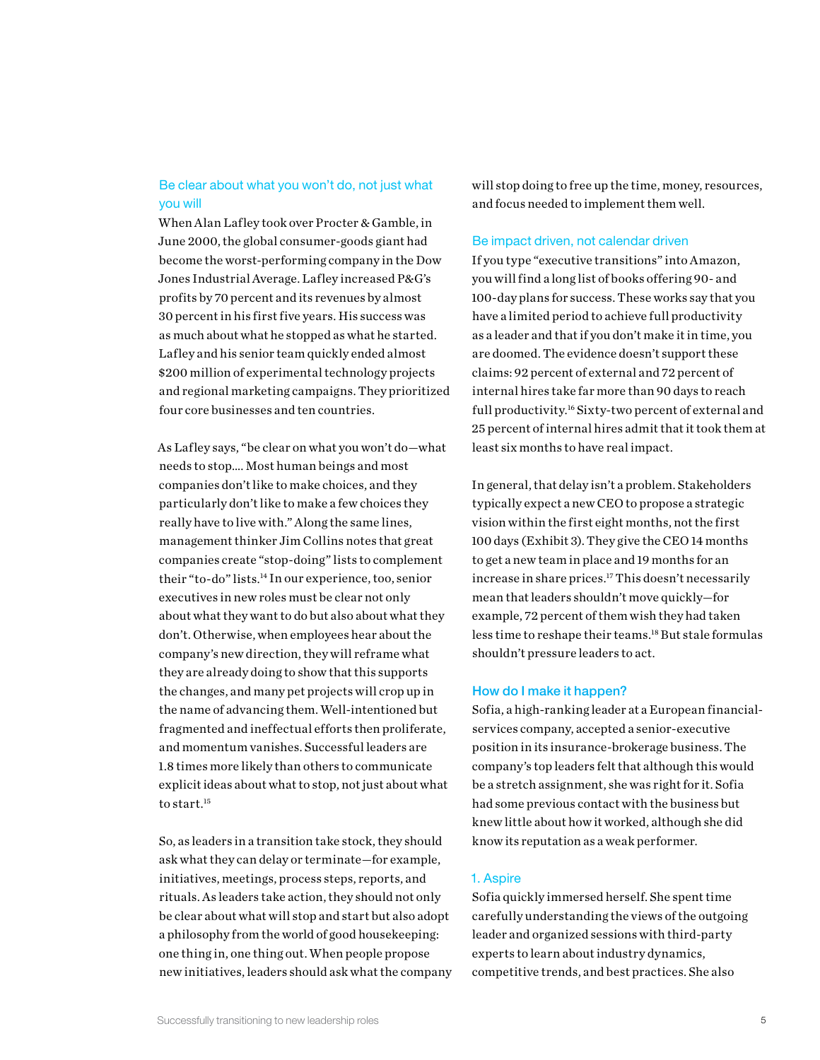### Be clear about what you won't do, not just what you will

When Alan Lafley took over Procter & Gamble, in June 2000, the global consumer-goods giant had become the worst-performing company in the Dow Jones Industrial Average. Lafley increased P&G's profits by 70 percent and its revenues by almost 30 percent in his first five years. His success was as much about what he stopped as what he started. Lafley and his senior team quickly ended almost $200 million of experimental technology projects and regional marketing campaigns. They prioritized four core businesses and ten countries.

As Lafley says, "be clear on what you won't do—what needs to stop.... Most human beings and most companies don't like to make choices, and they particularly don't like to make a few choices they really have to live with." Along the same lines, management thinker Jim Collins notes that great companies create "stop-doing" lists to complement their "to-do" lists.[14] In our experience, too, senior executives in new roles must be clear not only about what they want to do but also about what they don't. Otherwise, when employees hear about the company's new direction, they will reframe what they are already doing to show that this supports the changes, and many pet projects will crop up in the name of advancing them. Well-intentioned but fragmented and ineffectual efforts then proliferate, and momentum vanishes. Successful leaders are 1.8 times more likely than others to communicate explicit ideas about what to stop, not just about what to start.[15]

So, as leaders in a transition take stock, they should ask what they can delay or terminate—for example, initiatives, meetings, process steps, reports, and rituals. As leaders take action, they should not only be clear about what will stop and start but also adopt a philosophy from the world of good housekeeping: one thing in, one thing out. When people propose new initiatives, leaders should ask what the company will stop doing to free up the time, money, resources, and focus needed to implement them well.

### Be impact driven, not calendar driven

If you type "executive transitions" into Amazon, you will find a long list of books offering 90- and 100-day plans for success. These works say that you have a limited period to achieve full productivity as a leader and that if you don't make it in time, you are doomed. The evidence doesn't support these claims: 92 percent of external and 72 percent of internal hires take far more than 90 days to reach full productivity.[16] Sixty-two percent of external and 25 percent of internal hires admit that it took them at least six months to have real impact.

In general, that delay isn't a problem. Stakeholders typically expect a new CEO to propose a strategic vision within the first eight months, not the first 100 days (Exhibit 3). They give the CEO 14 months to get a new team in place and 19 months for an increase in share prices.[17] This doesn't necessarily mean that leaders shouldn't move quickly—for example, 72 percent of them wish they had taken less time to reshape their teams.[18] But stale formulas shouldn't pressure leaders to act.

### How do I make it happen?

Sofia, a high-ranking leader at a European financial-services company, accepted a senior-executive position in its insurance-brokerage business. The company's top leaders felt that although this would be a stretch assignment, she was right for it. Sofia had some previous contact with the business but knew little about how it worked, although she did know its reputation as a weak performer.

#### 1. Aspire

Sofia quickly immersed herself. She spent time carefully understanding the views of the outgoing leader and organized sessions with third-party experts to learn about industry dynamics, competitive trends, and best practices. She also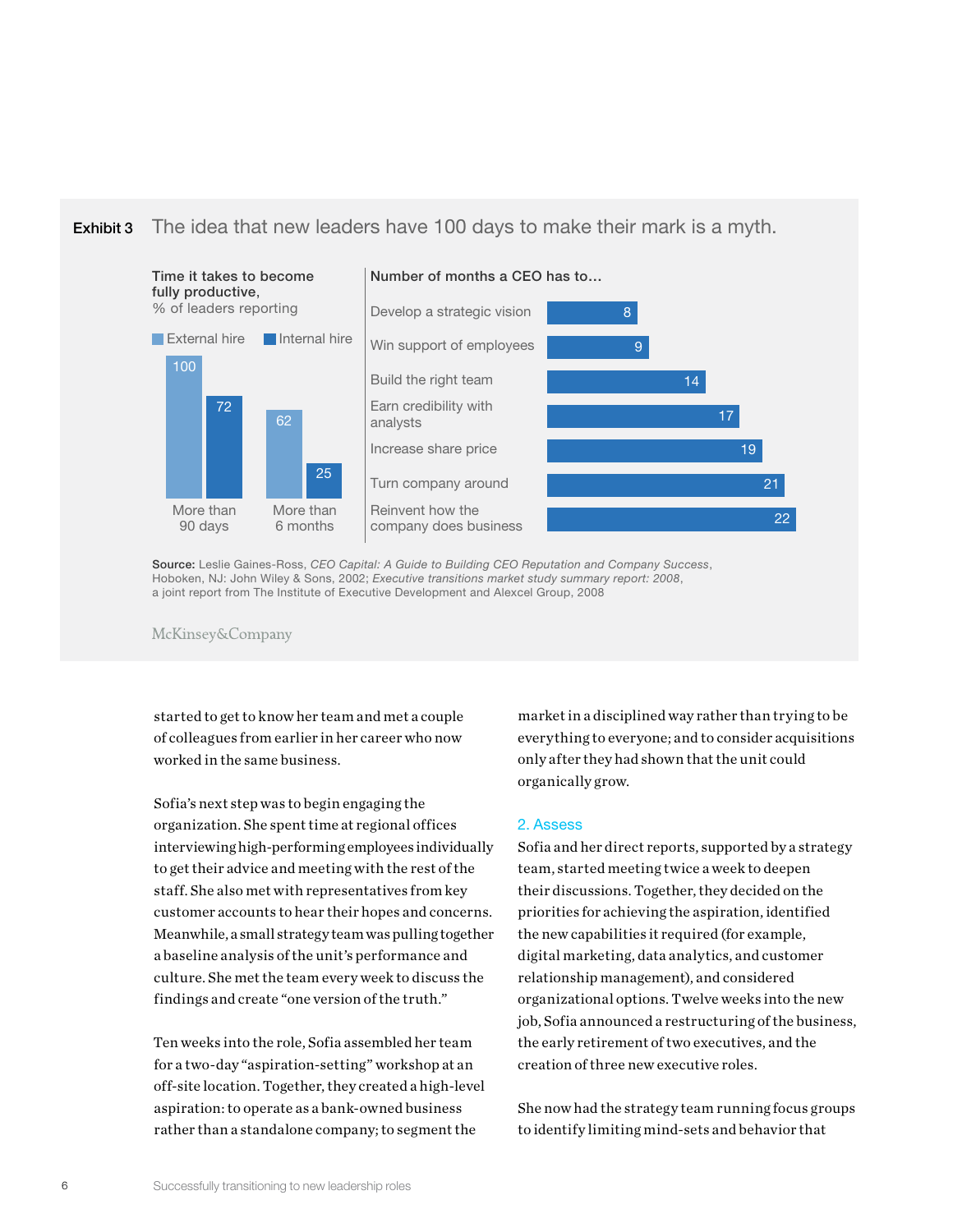**Exhibit 3** The idea that new leaders have 100 days to make their mark is a myth.

**Time it takes to become fully productive,**
% of leaders reporting

| | External hire | Internal hire |
|---|---|---|
| More than 90 days | 100 | 72 |
| More than 6 months | 62 | 25 |

**Number of months a CEO has to…**

| | Months |
|---|---|
| Develop a strategic vision | 8 |
| Win support of employees | 9 |
| Build the right team | 14 |
| Earn credibility with analysts | 17 |
| Increase share price | 19 |
| Turn company around | 21 |
| Reinvent how the company does business | 22 |

**Source:** Leslie Gaines-Ross, *CEO Capital: A Guide to Building CEO Reputation and Company Success*, Hoboken, NJ: John Wiley & Sons, 2002; *Executive transitions market study summary report: 2008*, a joint report from The Institute of Executive Development and Alexcel Group, 2008

McKinsey&Company

started to get to know her team and met a couple of colleagues from earlier in her career who now worked in the same business.

Sofia's next step was to begin engaging the organization. She spent time at regional offices interviewing high-performing employees individually to get their advice and meeting with the rest of the staff. She also met with representatives from key customer accounts to hear their hopes and concerns. Meanwhile, a small strategy team was pulling together a baseline analysis of the unit's performance and culture. She met the team every week to discuss the findings and create "one version of the truth."

Ten weeks into the role, Sofia assembled her team for a two-day "aspiration-setting" workshop at an off-site location. Together, they created a high-level aspiration: to operate as a bank-owned business rather than a standalone company; to segment the market in a disciplined way rather than trying to be everything to everyone; and to consider acquisitions only after they had shown that the unit could organically grow.

## 2. Assess

Sofia and her direct reports, supported by a strategy team, started meeting twice a week to deepen their discussions. Together, they decided on the priorities for achieving the aspiration, identified the new capabilities it required (for example, digital marketing, data analytics, and customer relationship management), and considered organizational options. Twelve weeks into the new job, Sofia announced a restructuring of the business, the early retirement of two executives, and the creation of three new executive roles.

She now had the strategy team running focus groups to identify limiting mind-sets and behavior that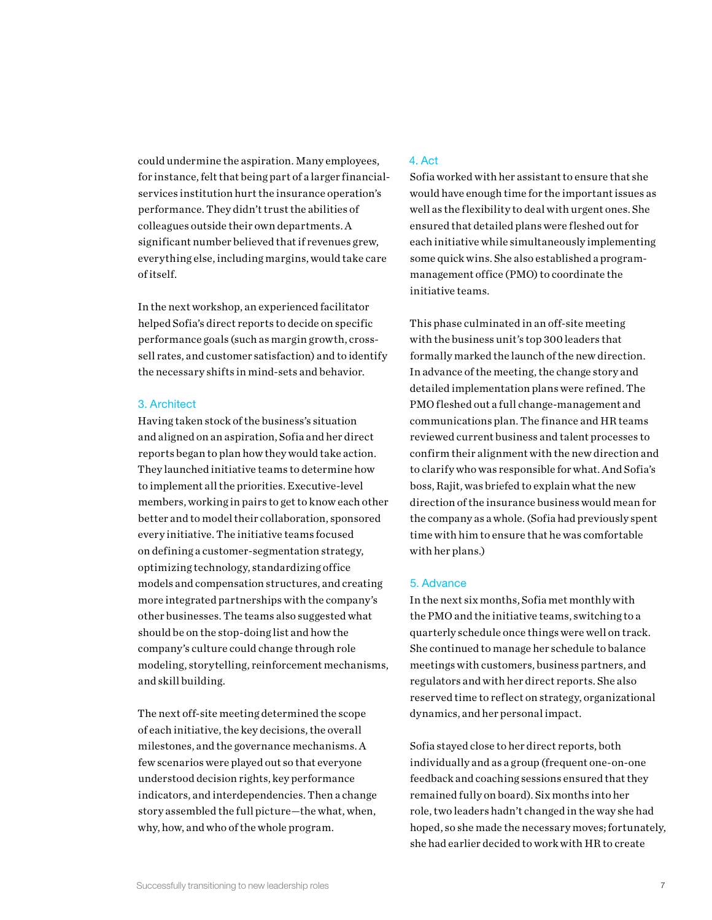could undermine the aspiration. Many employees, for instance, felt that being part of a larger financial-services institution hurt the insurance operation's performance. They didn't trust the abilities of colleagues outside their own departments. A significant number believed that if revenues grew, everything else, including margins, would take care of itself.

In the next workshop, an experienced facilitator helped Sofia's direct reports to decide on specific performance goals (such as margin growth, cross-sell rates, and customer satisfaction) and to identify the necessary shifts in mind-sets and behavior.

### 3. Architect

Having taken stock of the business's situation and aligned on an aspiration, Sofia and her direct reports began to plan how they would take action. They launched initiative teams to determine how to implement all the priorities. Executive-level members, working in pairs to get to know each other better and to model their collaboration, sponsored every initiative. The initiative teams focused on defining a customer-segmentation strategy, optimizing technology, standardizing office models and compensation structures, and creating more integrated partnerships with the company's other businesses. The teams also suggested what should be on the stop-doing list and how the company's culture could change through role modeling, storytelling, reinforcement mechanisms, and skill building.

The next off-site meeting determined the scope of each initiative, the key decisions, the overall milestones, and the governance mechanisms. A few scenarios were played out so that everyone understood decision rights, key performance indicators, and interdependencies. Then a change story assembled the full picture—the what, when, why, how, and who of the whole program.

### 4. Act

Sofia worked with her assistant to ensure that she would have enough time for the important issues as well as the flexibility to deal with urgent ones. She ensured that detailed plans were fleshed out for each initiative while simultaneously implementing some quick wins. She also established a program-management office (PMO) to coordinate the initiative teams.

This phase culminated in an off-site meeting with the business unit's top 300 leaders that formally marked the launch of the new direction. In advance of the meeting, the change story and detailed implementation plans were refined. The PMO fleshed out a full change-management and communications plan. The finance and HR teams reviewed current business and talent processes to confirm their alignment with the new direction and to clarify who was responsible for what. And Sofia's boss, Rajit, was briefed to explain what the new direction of the insurance business would mean for the company as a whole. (Sofia had previously spent time with him to ensure that he was comfortable with her plans.)

### 5. Advance

In the next six months, Sofia met monthly with the PMO and the initiative teams, switching to a quarterly schedule once things were well on track. She continued to manage her schedule to balance meetings with customers, business partners, and regulators and with her direct reports. She also reserved time to reflect on strategy, organizational dynamics, and her personal impact.

Sofia stayed close to her direct reports, both individually and as a group (frequent one-on-one feedback and coaching sessions ensured that they remained fully on board). Six months into her role, two leaders hadn't changed in the way she had hoped, so she made the necessary moves; fortunately, she had earlier decided to work with HR to create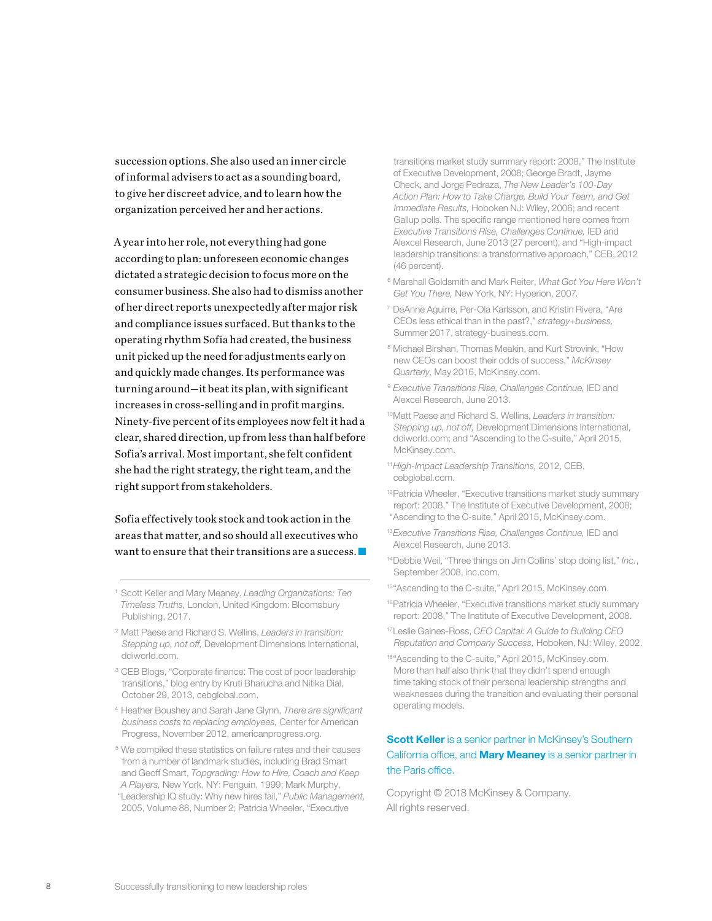succession options. She also used an inner circle of informal advisers to act as a sounding board, to give her discreet advice, and to learn how the organization perceived her and her actions.

A year into her role, not everything had gone according to plan: unforeseen economic changes dictated a strategic decision to focus more on the consumer business. She also had to dismiss another of her direct reports unexpectedly after major risk and compliance issues surfaced. But thanks to the operating rhythm Sofia had created, the business unit picked up the need for adjustments early on and quickly made changes. Its performance was turning around—it beat its plan, with significant increases in cross-selling and in profit margins. Ninety-five percent of its employees now felt it had a clear, shared direction, up from less than half before Sofia's arrival. Most important, she felt confident she had the right strategy, the right team, and the right support from stakeholders.

Sofia effectively took stock and took action in the areas that matter, and so should all executives who want to ensure that their transitions are a success.

---

[1] Scott Keller and Mary Meaney, *Leading Organizations: Ten Timeless Truths,* London, United Kingdom: Bloomsbury Publishing, 2017.

[2] Matt Paese and Richard S. Wellins, *Leaders in transition: Stepping up, not off,* Development Dimensions International, ddiworld.com.

[3] CEB Blogs, "Corporate finance: The cost of poor leadership transitions," blog entry by Kruti Bharucha and Nitika Dial, October 29, 2013, cebglobal.com.

[4] Heather Boushey and Sarah Jane Glynn, *There are significant business costs to replacing employees,* Center for American Progress, November 2012, americanprogress.org.

[5] We compiled these statistics on failure rates and their causes from a number of landmark studies, including Brad Smart and Geoff Smart, *Topgrading: How to Hire, Coach and Keep A Players,* New York, NY: Penguin, 1999; Mark Murphy, "Leadership IQ study: Why new hires fail," *Public Management,* 2005, Volume 88, Number 2; Patricia Wheeler, "Executive transitions market study summary report: 2008," The Institute of Executive Development, 2008; George Bradt, Jayme Check, and Jorge Pedraza, *The New Leader's 100-Day Action Plan: How to Take Charge, Build Your Team, and Get Immediate Results,* Hoboken NJ: Wiley, 2006; and recent Gallup polls. The specific range mentioned here comes from *Executive Transitions Rise, Challenges Continue,* IED and Alexcel Research, June 2013 (27 percent), and "High-impact leadership transitions: a transformative approach," CEB, 2012 (46 percent).

[6] Marshall Goldsmith and Mark Reiter, *What Got You Here Won't Get You There,* New York, NY: Hyperion, 2007.

[7] DeAnne Aguirre, Per-Ola Karlsson, and Kristin Rivera, "Are CEOs less ethical than in the past?," *strategy+business,* Summer 2017, strategy-business.com.

[8] Michael Birshan, Thomas Meakin, and Kurt Strovink, "How new CEOs can boost their odds of success," *McKinsey Quarterly,* May 2016, McKinsey.com.

[9] *Executive Transitions Rise, Challenges Continue,* IED and Alexcel Research, June 2013.

[10] Matt Paese and Richard S. Wellins, *Leaders in transition: Stepping up, not off,* Development Dimensions International, ddiworld.com; and "Ascending to the C-suite," April 2015, McKinsey.com.

[11] *High-Impact Leadership Transitions,* 2012, CEB, cebglobal.com.

[12] Patricia Wheeler, "Executive transitions market study summary report: 2008," The Institute of Executive Development, 2008; "Ascending to the C-suite," April 2015, McKinsey.com.

[13] *Executive Transitions Rise, Challenges Continue,* IED and Alexcel Research, June 2013.

[14] Debbie Weil, "Three things on Jim Collins' stop doing list," *Inc.*, September 2008, inc.com.

[15] "Ascending to the C-suite," April 2015, McKinsey.com.

[16] Patricia Wheeler, "Executive transitions market study summary report: 2008," The Institute of Executive Development, 2008.

[17] Leslie Gaines-Ross, *CEO Capital: A Guide to Building CEO Reputation and Company Success,* Hoboken, NJ: Wiley, 2002.

[18] "Ascending to the C-suite," April 2015, McKinsey.com. More than half also think that they didn't spend enough time taking stock of their personal leadership strengths and weaknesses during the transition and evaluating their personal operating models.

**Scott Keller** is a senior partner in McKinsey's Southern California office, and **Mary Meaney** is a senior partner in the Paris office.

Copyright © 2018 McKinsey & Company. All rights reserved.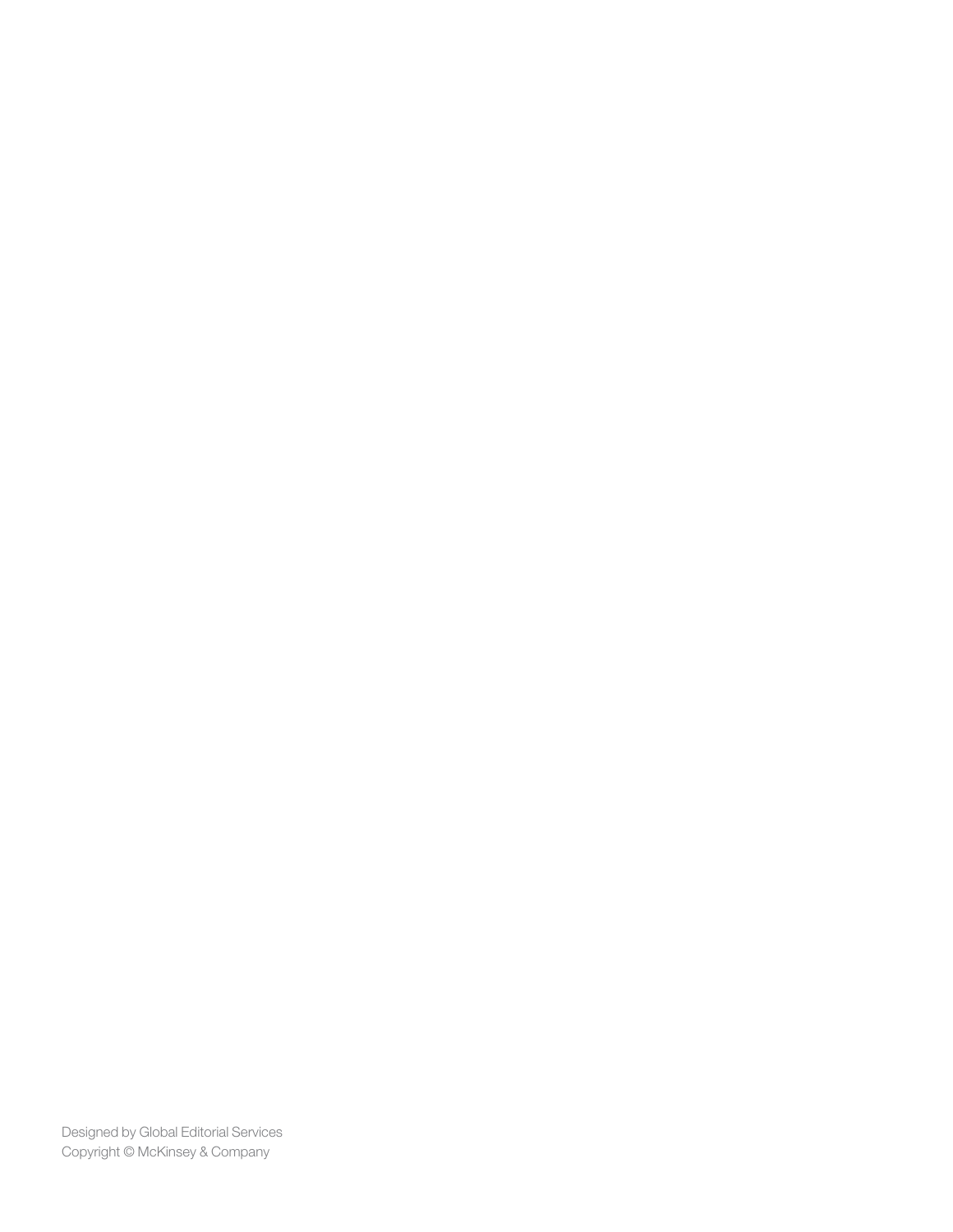Designed by Global Editorial Services
Copyright © McKinsey & Company